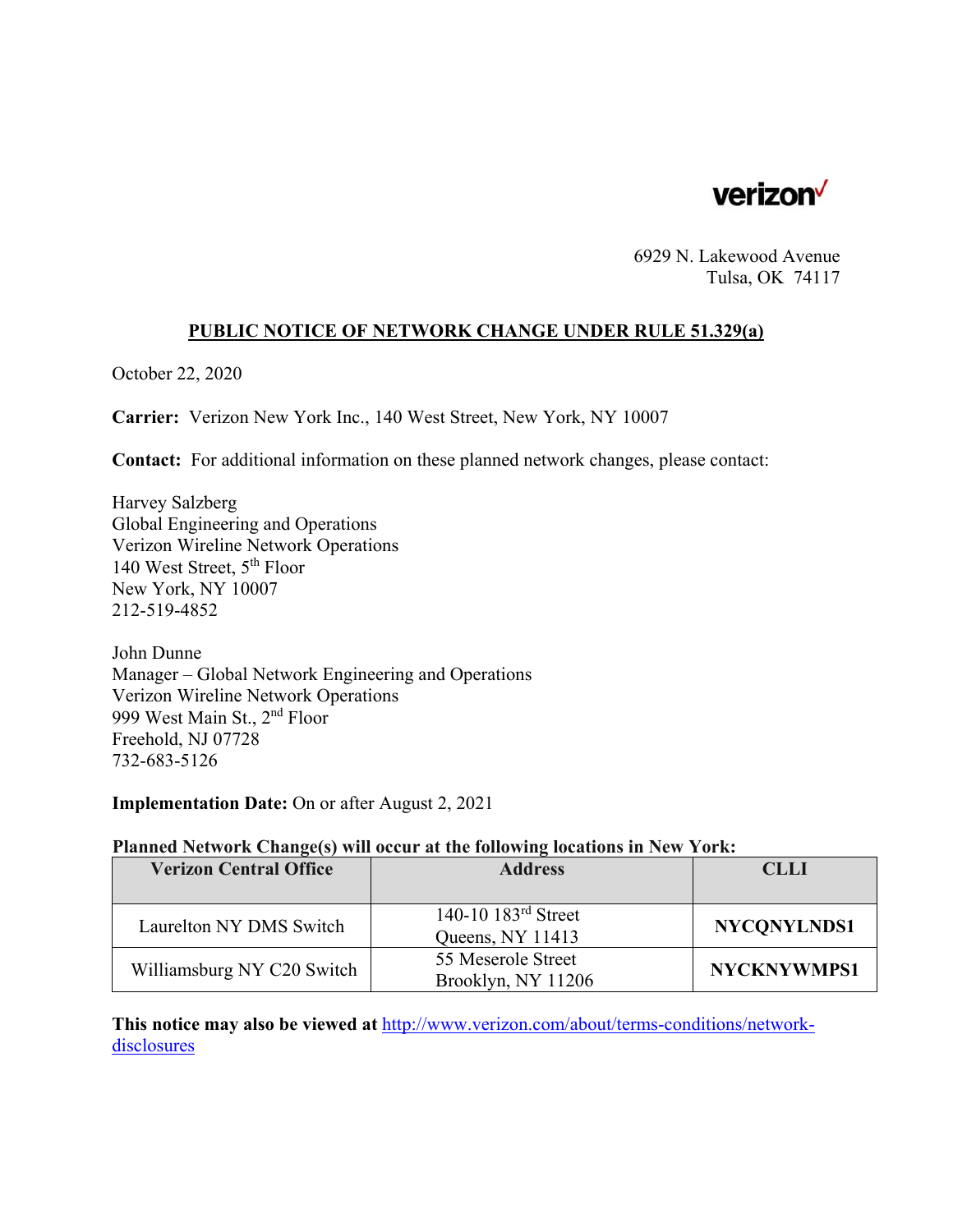verizon✓

6929 N. Lakewood Avenue
Tulsa, OK 74117

## PUBLIC NOTICE OF NETWORK CHANGE UNDER RULE 51.329(a)

October 22, 2020

**Carrier:** Verizon New York Inc., 140 West Street, New York, NY 10007

**Contact:** For additional information on these planned network changes, please contact:

Harvey Salzberg
Global Engineering and Operations
Verizon Wireline Network Operations
140 West Street, 5th Floor
New York, NY 10007
212-519-4852

John Dunne
Manager – Global Network Engineering and Operations
Verizon Wireline Network Operations
999 West Main St., 2nd Floor
Freehold, NJ 07728
732-683-5126

**Implementation Date:** On or after August 2, 2021

**Planned Network Change(s) will occur at the following locations in New York:**

| Verizon Central Office | Address | CLLI |
|---|---|---|
| Laurelton NY DMS Switch | 140-10 183rd Street Queens, NY 11413 | **NYCQNYLNDS1** |
| Williamsburg NY C20 Switch | 55 Meserole Street Brooklyn, NY 11206 | **NYCKNYWMPS1** |

**This notice may also be viewed at** http://www.verizon.com/about/terms-conditions/network-disclosures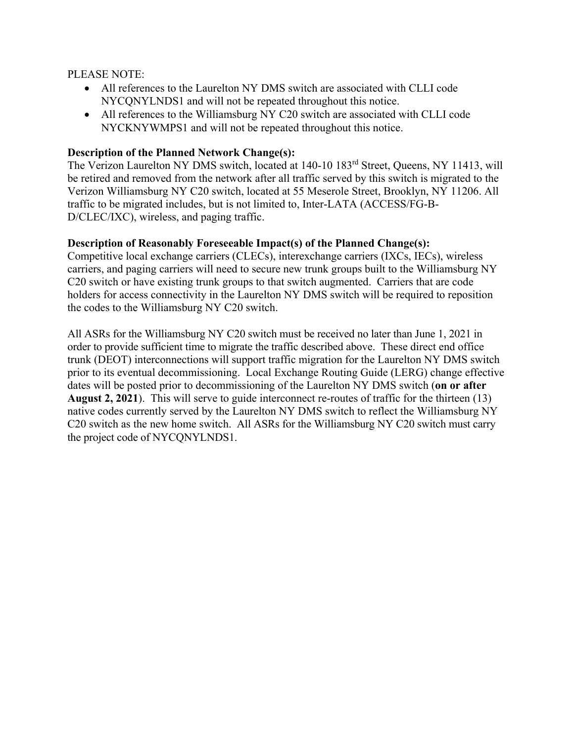PLEASE NOTE:

- All references to the Laurelton NY DMS switch are associated with CLLI code NYCQNYLNDS1 and will not be repeated throughout this notice.
- All references to the Williamsburg NY C20 switch are associated with CLLI code NYCKNYWMPS1 and will not be repeated throughout this notice.

**Description of the Planned Network Change(s):**

The Verizon Laurelton NY DMS switch, located at 140-10 183rd Street, Queens, NY 11413, will be retired and removed from the network after all traffic served by this switch is migrated to the Verizon Williamsburg NY C20 switch, located at 55 Meserole Street, Brooklyn, NY 11206. All traffic to be migrated includes, but is not limited to, Inter-LATA (ACCESS/FG-B-D/CLEC/IXC), wireless, and paging traffic.

**Description of Reasonably Foreseeable Impact(s) of the Planned Change(s):**

Competitive local exchange carriers (CLECs), interexchange carriers (IXCs, IECs), wireless carriers, and paging carriers will need to secure new trunk groups built to the Williamsburg NY C20 switch or have existing trunk groups to that switch augmented. Carriers that are code holders for access connectivity in the Laurelton NY DMS switch will be required to reposition the codes to the Williamsburg NY C20 switch.

All ASRs for the Williamsburg NY C20 switch must be received no later than June 1, 2021 in order to provide sufficient time to migrate the traffic described above. These direct end office trunk (DEOT) interconnections will support traffic migration for the Laurelton NY DMS switch prior to its eventual decommissioning. Local Exchange Routing Guide (LERG) change effective dates will be posted prior to decommissioning of the Laurelton NY DMS switch (**on or after August 2, 2021**). This will serve to guide interconnect re-routes of traffic for the thirteen (13) native codes currently served by the Laurelton NY DMS switch to reflect the Williamsburg NY C20 switch as the new home switch. All ASRs for the Williamsburg NY C20 switch must carry the project code of NYCQNYLNDS1.